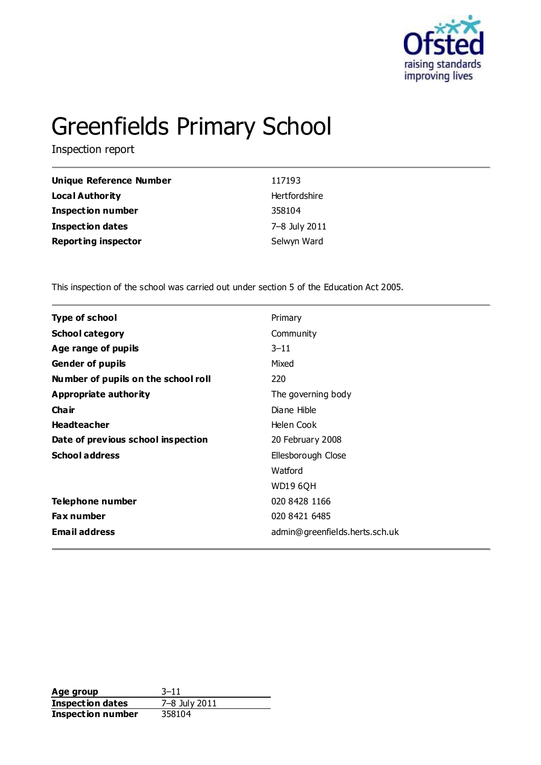# Greenfields Primary School

Inspection report

| | |
|---|---|
| **Unique Reference Number** | 117193 |
| **Local Authority** | Hertfordshire |
| **Inspection number** | 358104 |
| **Inspection dates** | 7–8 July 2011 |
| **Reporting inspector** | Selwyn Ward |

This inspection of the school was carried out under section 5 of the Education Act 2005.

| | |
|---|---|
| **Type of school** | Primary |
| **School category** | Community |
| **Age range of pupils** | 3–11 |
| **Gender of pupils** | Mixed |
| **Number of pupils on the school roll** | 220 |
| **Appropriate authority** | The governing body |
| **Chair** | Diane Hible |
| **Headteacher** | Helen Cook |
| **Date of previous school inspection** | 20 February 2008 |
| **School address** | Ellesborough Close<br>Watford<br>WD19 6QH |
| **Telephone number** | 020 8428 1166 |
| **Fax number** | 020 8421 6485 |
| **Email address** | admin@greenfields.herts.sch.uk |

| | |
|---|---|
| **Age group** | 3–11 |
| **Inspection dates** | 7–8 July 2011 |
| **Inspection number** | 358104 |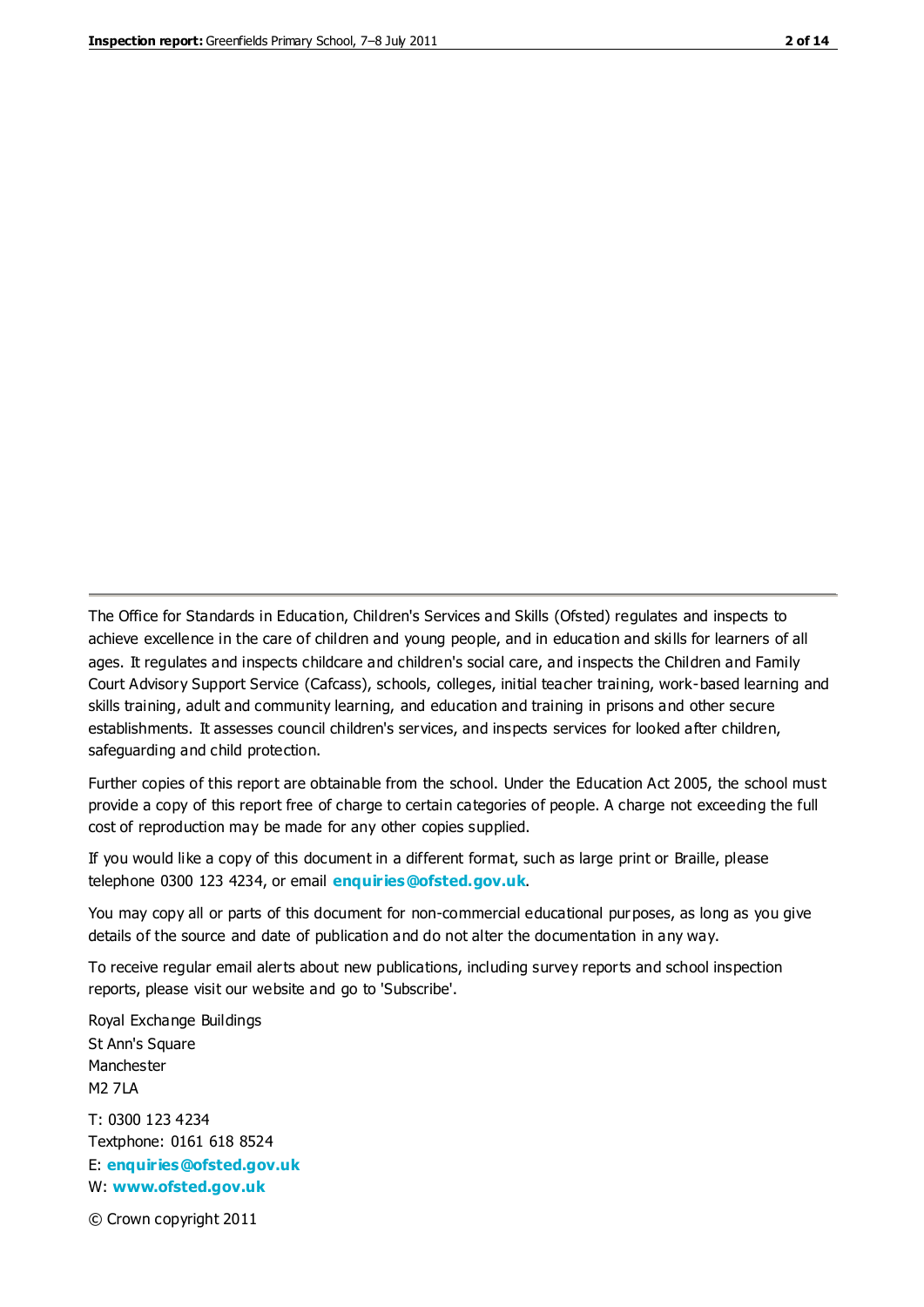The Office for Standards in Education, Children's Services and Skills (Ofsted) regulates and inspects to achieve excellence in the care of children and young people, and in education and skills for learners of all ages. It regulates and inspects childcare and children's social care, and inspects the Children and Family Court Advisory Support Service (Cafcass), schools, colleges, initial teacher training, work-based learning and skills training, adult and community learning, and education and training in prisons and other secure establishments. It assesses council children's services, and inspects services for looked after children, safeguarding and child protection.

Further copies of this report are obtainable from the school. Under the Education Act 2005, the school must provide a copy of this report free of charge to certain categories of people. A charge not exceeding the full cost of reproduction may be made for any other copies supplied.

If you would like a copy of this document in a different format, such as large print or Braille, please telephone 0300 123 4234, or email **enquiries@ofsted.gov.uk**.

You may copy all or parts of this document for non-commercial educational purposes, as long as you give details of the source and date of publication and do not alter the documentation in any way.

To receive regular email alerts about new publications, including survey reports and school inspection reports, please visit our website and go to 'Subscribe'.

Royal Exchange Buildings
St Ann's Square
Manchester
M2 7LA

T: 0300 123 4234
Textphone: 0161 618 8524
E: **enquiries@ofsted.gov.uk**
W: **www.ofsted.gov.uk**

© Crown copyright 2011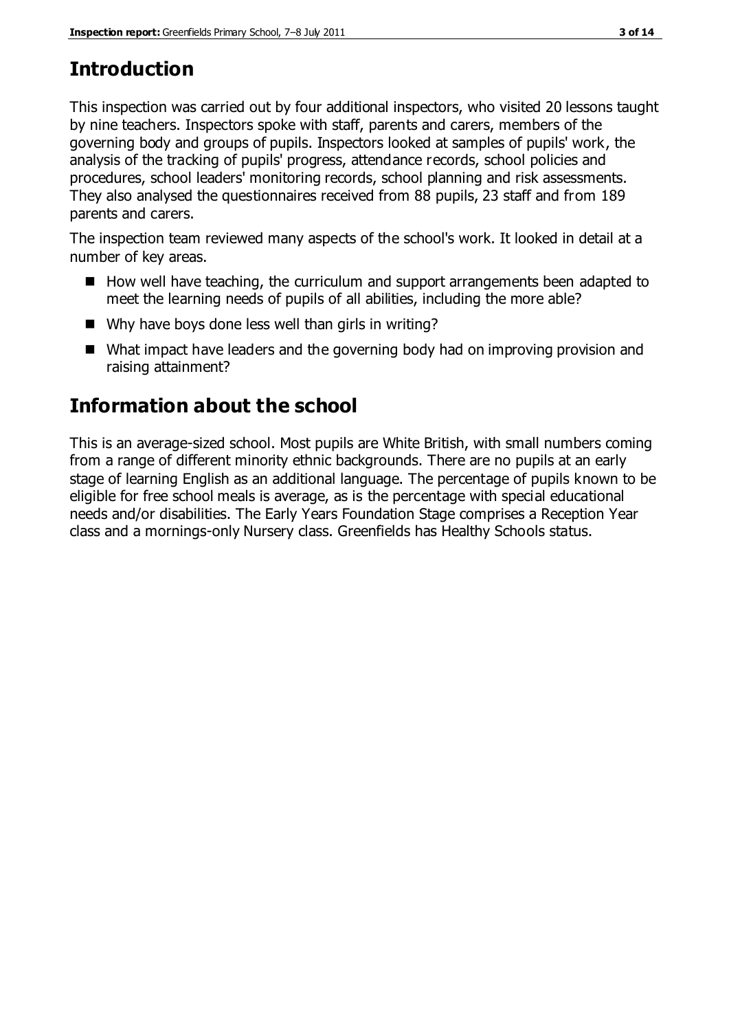## Introduction

This inspection was carried out by four additional inspectors, who visited 20 lessons taught by nine teachers. Inspectors spoke with staff, parents and carers, members of the governing body and groups of pupils. Inspectors looked at samples of pupils' work, the analysis of the tracking of pupils' progress, attendance records, school policies and procedures, school leaders' monitoring records, school planning and risk assessments. They also analysed the questionnaires received from 88 pupils, 23 staff and from 189 parents and carers.

The inspection team reviewed many aspects of the school's work. It looked in detail at a number of key areas.

- How well have teaching, the curriculum and support arrangements been adapted to meet the learning needs of pupils of all abilities, including the more able?
- Why have boys done less well than girls in writing?
- What impact have leaders and the governing body had on improving provision and raising attainment?

## Information about the school

This is an average-sized school. Most pupils are White British, with small numbers coming from a range of different minority ethnic backgrounds. There are no pupils at an early stage of learning English as an additional language. The percentage of pupils known to be eligible for free school meals is average, as is the percentage with special educational needs and/or disabilities. The Early Years Foundation Stage comprises a Reception Year class and a mornings-only Nursery class. Greenfields has Healthy Schools status.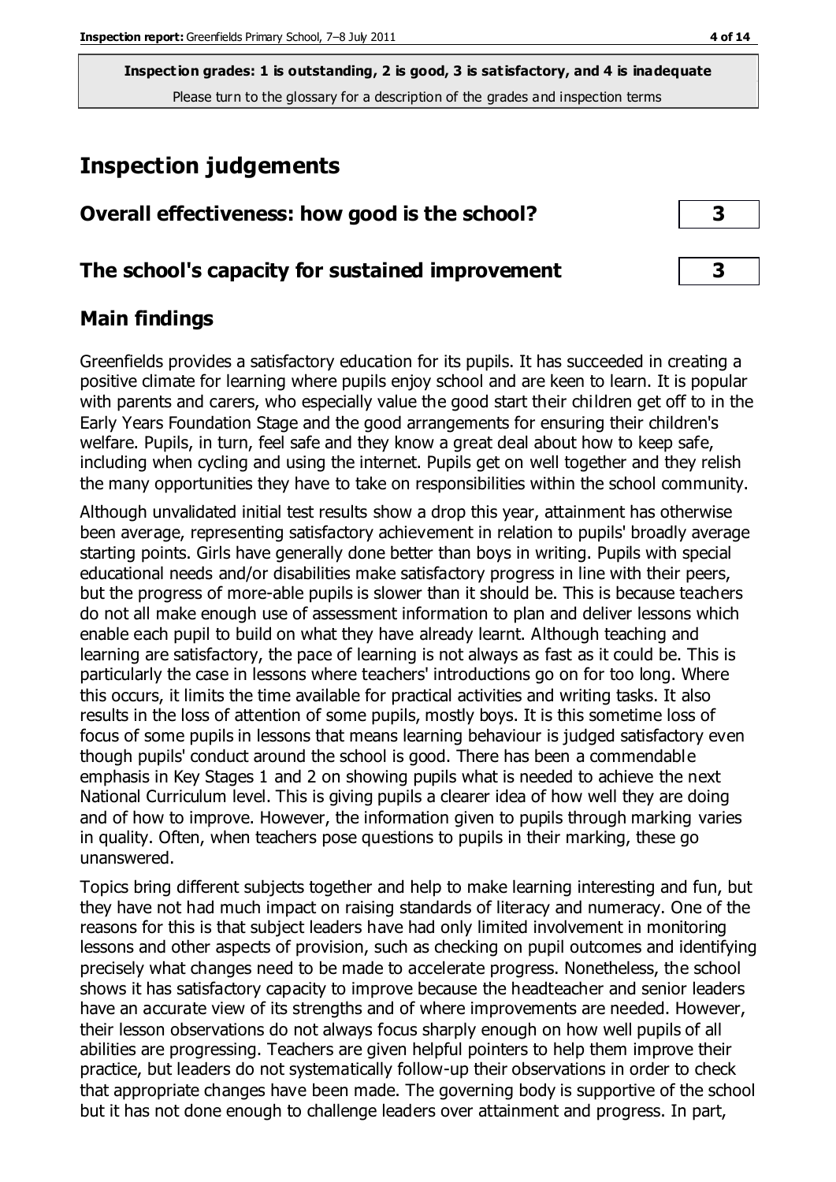**Inspection grades: 1 is outstanding, 2 is good, 3 is satisfactory, and 4 is inadequate**
Please turn to the glossary for a description of the grades and inspection terms

# Inspection judgements

| | |
|---|---|
| **Overall effectiveness: how good is the school?** | **3** |
| **The school's capacity for sustained improvement** | **3** |

## Main findings

Greenfields provides a satisfactory education for its pupils. It has succeeded in creating a positive climate for learning where pupils enjoy school and are keen to learn. It is popular with parents and carers, who especially value the good start their children get off to in the Early Years Foundation Stage and the good arrangements for ensuring their children's welfare. Pupils, in turn, feel safe and they know a great deal about how to keep safe, including when cycling and using the internet. Pupils get on well together and they relish the many opportunities they have to take on responsibilities within the school community.

Although unvalidated initial test results show a drop this year, attainment has otherwise been average, representing satisfactory achievement in relation to pupils' broadly average starting points. Girls have generally done better than boys in writing. Pupils with special educational needs and/or disabilities make satisfactory progress in line with their peers, but the progress of more-able pupils is slower than it should be. This is because teachers do not all make enough use of assessment information to plan and deliver lessons which enable each pupil to build on what they have already learnt. Although teaching and learning are satisfactory, the pace of learning is not always as fast as it could be. This is particularly the case in lessons where teachers' introductions go on for too long. Where this occurs, it limits the time available for practical activities and writing tasks. It also results in the loss of attention of some pupils, mostly boys. It is this sometime loss of focus of some pupils in lessons that means learning behaviour is judged satisfactory even though pupils' conduct around the school is good. There has been a commendable emphasis in Key Stages 1 and 2 on showing pupils what is needed to achieve the next National Curriculum level. This is giving pupils a clearer idea of how well they are doing and of how to improve. However, the information given to pupils through marking varies in quality. Often, when teachers pose questions to pupils in their marking, these go unanswered.

Topics bring different subjects together and help to make learning interesting and fun, but they have not had much impact on raising standards of literacy and numeracy. One of the reasons for this is that subject leaders have had only limited involvement in monitoring lessons and other aspects of provision, such as checking on pupil outcomes and identifying precisely what changes need to be made to accelerate progress. Nonetheless, the school shows it has satisfactory capacity to improve because the headteacher and senior leaders have an accurate view of its strengths and of where improvements are needed. However, their lesson observations do not always focus sharply enough on how well pupils of all abilities are progressing. Teachers are given helpful pointers to help them improve their practice, but leaders do not systematically follow-up their observations in order to check that appropriate changes have been made. The governing body is supportive of the school but it has not done enough to challenge leaders over attainment and progress. In part,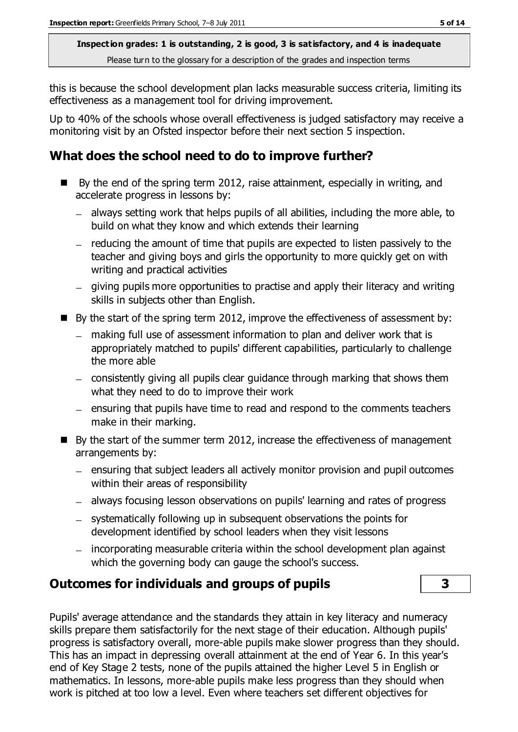**Inspection grades: 1 is outstanding, 2 is good, 3 is satisfactory, and 4 is inadequate**
Please turn to the glossary for a description of the grades and inspection terms

this is because the school development plan lacks measurable success criteria, limiting its effectiveness as a management tool for driving improvement.

Up to 40% of the schools whose overall effectiveness is judged satisfactory may receive a monitoring visit by an Ofsted inspector before their next section 5 inspection.

## What does the school need to do to improve further?

- By the end of the spring term 2012, raise attainment, especially in writing, and accelerate progress in lessons by:
  - always setting work that helps pupils of all abilities, including the more able, to build on what they know and which extends their learning
  - reducing the amount of time that pupils are expected to listen passively to the teacher and giving boys and girls the opportunity to more quickly get on with writing and practical activities
  - giving pupils more opportunities to practise and apply their literacy and writing skills in subjects other than English.
- By the start of the spring term 2012, improve the effectiveness of assessment by:
  - making full use of assessment information to plan and deliver work that is appropriately matched to pupils' different capabilities, particularly to challenge the more able
  - consistently giving all pupils clear guidance through marking that shows them what they need to do to improve their work
  - ensuring that pupils have time to read and respond to the comments teachers make in their marking.
- By the start of the summer term 2012, increase the effectiveness of management arrangements by:
  - ensuring that subject leaders all actively monitor provision and pupil outcomes within their areas of responsibility
  - always focusing lesson observations on pupils' learning and rates of progress
  - systematically following up in subsequent observations the points for development identified by school leaders when they visit lessons
  - incorporating measurable criteria within the school development plan against which the governing body can gauge the school's success.

## Outcomes for individuals and groups of pupils — 3

Pupils' average attendance and the standards they attain in key literacy and numeracy skills prepare them satisfactorily for the next stage of their education. Although pupils' progress is satisfactory overall, more-able pupils make slower progress than they should. This has an impact in depressing overall attainment at the end of Year 6. In this year's end of Key Stage 2 tests, none of the pupils attained the higher Level 5 in English or mathematics. In lessons, more-able pupils make less progress than they should when work is pitched at too low a level. Even where teachers set different objectives for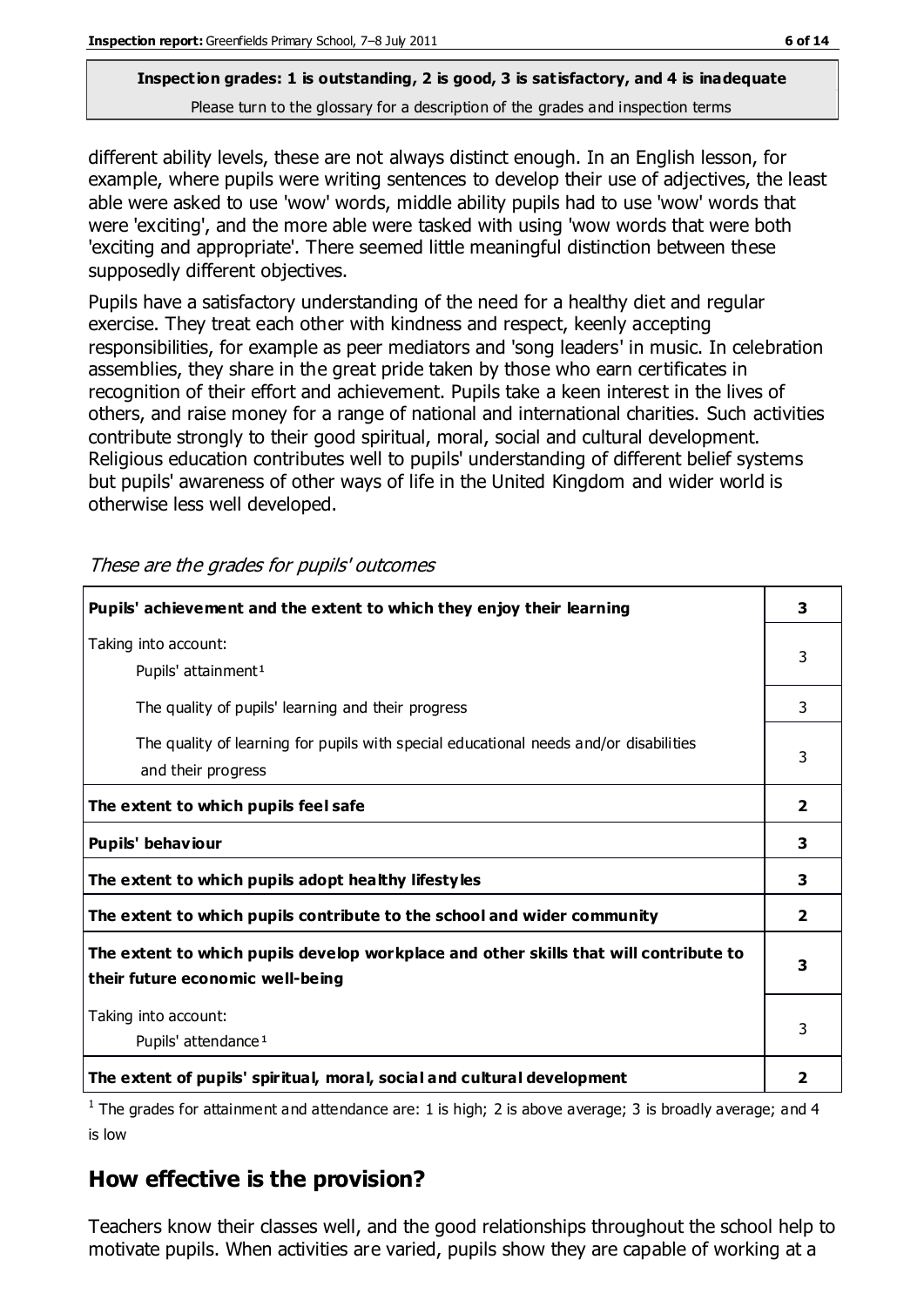**Inspection grades: 1 is outstanding, 2 is good, 3 is satisfactory, and 4 is inadequate**
Please turn to the glossary for a description of the grades and inspection terms

different ability levels, these are not always distinct enough. In an English lesson, for example, where pupils were writing sentences to develop their use of adjectives, the least able were asked to use 'wow' words, middle ability pupils had to use 'wow' words that were 'exciting', and the more able were tasked with using 'wow words that were both 'exciting and appropriate'. There seemed little meaningful distinction between these supposedly different objectives.

Pupils have a satisfactory understanding of the need for a healthy diet and regular exercise. They treat each other with kindness and respect, keenly accepting responsibilities, for example as peer mediators and 'song leaders' in music. In celebration assemblies, they share in the great pride taken by those who earn certificates in recognition of their effort and achievement. Pupils take a keen interest in the lives of others, and raise money for a range of national and international charities. Such activities contribute strongly to their good spiritual, moral, social and cultural development. Religious education contributes well to pupils' understanding of different belief systems but pupils' awareness of other ways of life in the United Kingdom and wider world is otherwise less well developed.

*These are the grades for pupils' outcomes*

| | |
|---|---|
| **Pupils' achievement and the extent to which they enjoy their learning** | **3** |
| Taking into account: Pupils' attainment[1] | 3 |
| The quality of pupils' learning and their progress | 3 |
| The quality of learning for pupils with special educational needs and/or disabilities and their progress | 3 |
| **The extent to which pupils feel safe** | **2** |
| **Pupils' behaviour** | **3** |
| **The extent to which pupils adopt healthy lifestyles** | **3** |
| **The extent to which pupils contribute to the school and wider community** | **2** |
| **The extent to which pupils develop workplace and other skills that will contribute to their future economic well-being** | **3** |
| Taking into account: Pupils' attendance[1] | 3 |
| **The extent of pupils' spiritual, moral, social and cultural development** | **2** |

[1] The grades for attainment and attendance are: 1 is high; 2 is above average; 3 is broadly average; and 4 is low

## How effective is the provision?

Teachers know their classes well, and the good relationships throughout the school help to motivate pupils. When activities are varied, pupils show they are capable of working at a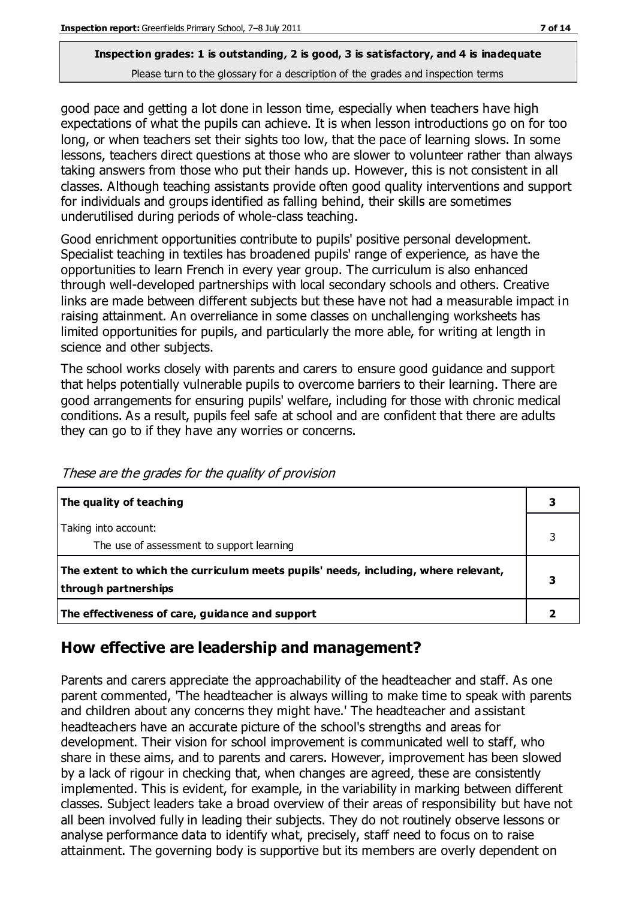good pace and getting a lot done in lesson time, especially when teachers have high expectations of what the pupils can achieve. It is when lesson introductions go on for too long, or when teachers set their sights too low, that the pace of learning slows. In some lessons, teachers direct questions at those who are slower to volunteer rather than always taking answers from those who put their hands up. However, this is not consistent in all classes. Although teaching assistants provide often good quality interventions and support for individuals and groups identified as falling behind, their skills are sometimes underutilised during periods of whole-class teaching.

Good enrichment opportunities contribute to pupils' positive personal development. Specialist teaching in textiles has broadened pupils' range of experience, as have the opportunities to learn French in every year group. The curriculum is also enhanced through well-developed partnerships with local secondary schools and others. Creative links are made between different subjects but these have not had a measurable impact in raising attainment. An overreliance in some classes on unchallenging worksheets has limited opportunities for pupils, and particularly the more able, for writing at length in science and other subjects.

The school works closely with parents and carers to ensure good guidance and support that helps potentially vulnerable pupils to overcome barriers to their learning. There are good arrangements for ensuring pupils' welfare, including for those with chronic medical conditions. As a result, pupils feel safe at school and are confident that there are adults they can go to if they have any worries or concerns.

*These are the grades for the quality of provision*

| | |
|---|---|
| **The quality of teaching** | **3** |
| Taking into account:<br>The use of assessment to support learning | 3 |
| **The extent to which the curriculum meets pupils' needs, including, where relevant, through partnerships** | **3** |
| **The effectiveness of care, guidance and support** | **2** |

## How effective are leadership and management?

Parents and carers appreciate the approachability of the headteacher and staff. As one parent commented, 'The headteacher is always willing to make time to speak with parents and children about any concerns they might have.' The headteacher and assistant headteachers have an accurate picture of the school's strengths and areas for development. Their vision for school improvement is communicated well to staff, who share in these aims, and to parents and carers. However, improvement has been slowed by a lack of rigour in checking that, when changes are agreed, these are consistently implemented. This is evident, for example, in the variability in marking between different classes. Subject leaders take a broad overview of their areas of responsibility but have not all been involved fully in leading their subjects. They do not routinely observe lessons or analyse performance data to identify what, precisely, staff need to focus on to raise attainment. The governing body is supportive but its members are overly dependent on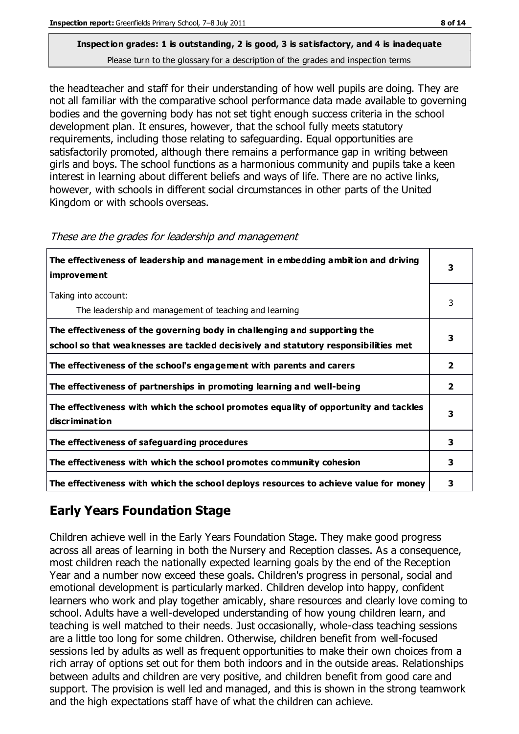**Inspection grades: 1 is outstanding, 2 is good, 3 is satisfactory, and 4 is inadequate**
Please turn to the glossary for a description of the grades and inspection terms

the headteacher and staff for their understanding of how well pupils are doing. They are not all familiar with the comparative school performance data made available to governing bodies and the governing body has not set tight enough success criteria in the school development plan. It ensures, however, that the school fully meets statutory requirements, including those relating to safeguarding. Equal opportunities are satisfactorily promoted, although there remains a performance gap in writing between girls and boys. The school functions as a harmonious community and pupils take a keen interest in learning about different beliefs and ways of life. There are no active links, however, with schools in different social circumstances in other parts of the United Kingdom or with schools overseas.

*These are the grades for leadership and management*

| | |
|---|---|
| **The effectiveness of leadership and management in embedding ambition and driving improvement** | **3** |
| Taking into account:<br>The leadership and management of teaching and learning | 3 |
| **The effectiveness of the governing body in challenging and supporting the school so that weaknesses are tackled decisively and statutory responsibilities met** | **3** |
| **The effectiveness of the school's engagement with parents and carers** | **2** |
| **The effectiveness of partnerships in promoting learning and well-being** | **2** |
| **The effectiveness with which the school promotes equality of opportunity and tackles discrimination** | **3** |
| **The effectiveness of safeguarding procedures** | **3** |
| **The effectiveness with which the school promotes community cohesion** | **3** |
| **The effectiveness with which the school deploys resources to achieve value for money** | **3** |

## Early Years Foundation Stage

Children achieve well in the Early Years Foundation Stage. They make good progress across all areas of learning in both the Nursery and Reception classes. As a consequence, most children reach the nationally expected learning goals by the end of the Reception Year and a number now exceed these goals. Children's progress in personal, social and emotional development is particularly marked. Children develop into happy, confident learners who work and play together amicably, share resources and clearly love coming to school. Adults have a well-developed understanding of how young children learn, and teaching is well matched to their needs. Just occasionally, whole-class teaching sessions are a little too long for some children. Otherwise, children benefit from well-focused sessions led by adults as well as frequent opportunities to make their own choices from a rich array of options set out for them both indoors and in the outside areas. Relationships between adults and children are very positive, and children benefit from good care and support. The provision is well led and managed, and this is shown in the strong teamwork and the high expectations staff have of what the children can achieve.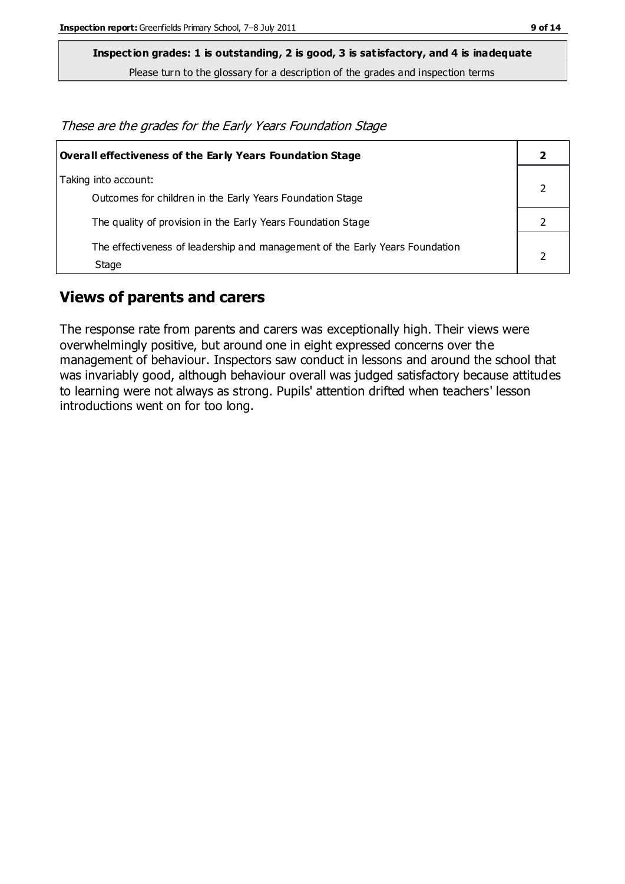**Inspection grades: 1 is outstanding, 2 is good, 3 is satisfactory, and 4 is inadequate**

Please turn to the glossary for a description of the grades and inspection terms

*These are the grades for the Early Years Foundation Stage*

| **Overall effectiveness of the Early Years Foundation Stage** | **2** |
|---|---|
| Taking into account:<br>Outcomes for children in the Early Years Foundation Stage | 2 |
| The quality of provision in the Early Years Foundation Stage | 2 |
| The effectiveness of leadership and management of the Early Years Foundation Stage | 2 |

## Views of parents and carers

The response rate from parents and carers was exceptionally high. Their views were overwhelmingly positive, but around one in eight expressed concerns over the management of behaviour. Inspectors saw conduct in lessons and around the school that was invariably good, although behaviour overall was judged satisfactory because attitudes to learning were not always as strong. Pupils' attention drifted when teachers' lesson introductions went on for too long.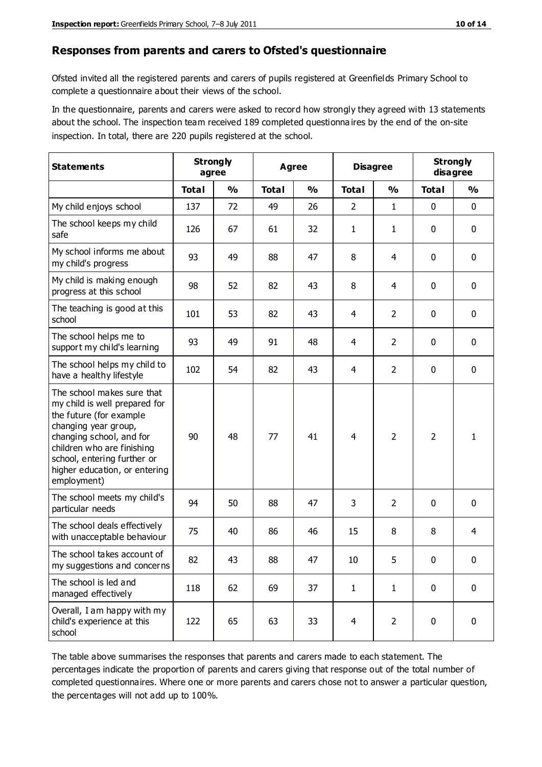## Responses from parents and carers to Ofsted's questionnaire

Ofsted invited all the registered parents and carers of pupils registered at Greenfields Primary School to complete a questionnaire about their views of the school.

In the questionnaire, parents and carers were asked to record how strongly they agreed with 13 statements about the school. The inspection team received 189 completed questionnaires by the end of the on-site inspection. In total, there are 220 pupils registered at the school.

| Statements | Strongly agree | | Agree | | Disagree | | Strongly disagree | |
|---|---|---|---|---|---|---|---|---|
| | Total | % | Total | % | Total | % | Total | % |
| My child enjoys school | 137 | 72 | 49 | 26 | 2 | 1 | 0 | 0 |
| The school keeps my child safe | 126 | 67 | 61 | 32 | 1 | 1 | 0 | 0 |
| My school informs me about my child's progress | 93 | 49 | 88 | 47 | 8 | 4 | 0 | 0 |
| My child is making enough progress at this school | 98 | 52 | 82 | 43 | 8 | 4 | 0 | 0 |
| The teaching is good at this school | 101 | 53 | 82 | 43 | 4 | 2 | 0 | 0 |
| The school helps me to support my child's learning | 93 | 49 | 91 | 48 | 4 | 2 | 0 | 0 |
| The school helps my child to have a healthy lifestyle | 102 | 54 | 82 | 43 | 4 | 2 | 0 | 0 |
| The school makes sure that my child is well prepared for the future (for example changing year group, changing school, and for children who are finishing school, entering further or higher education, or entering employment) | 90 | 48 | 77 | 41 | 4 | 2 | 2 | 1 |
| The school meets my child's particular needs | 94 | 50 | 88 | 47 | 3 | 2 | 0 | 0 |
| The school deals effectively with unacceptable behaviour | 75 | 40 | 86 | 46 | 15 | 8 | 8 | 4 |
| The school takes account of my suggestions and concerns | 82 | 43 | 88 | 47 | 10 | 5 | 0 | 0 |
| The school is led and managed effectively | 118 | 62 | 69 | 37 | 1 | 1 | 0 | 0 |
| Overall, I am happy with my child's experience at this school | 122 | 65 | 63 | 33 | 4 | 2 | 0 | 0 |

The table above summarises the responses that parents and carers made to each statement. The percentages indicate the proportion of parents and carers giving that response out of the total number of completed questionnaires. Where one or more parents and carers chose not to answer a particular question, the percentages will not add up to 100%.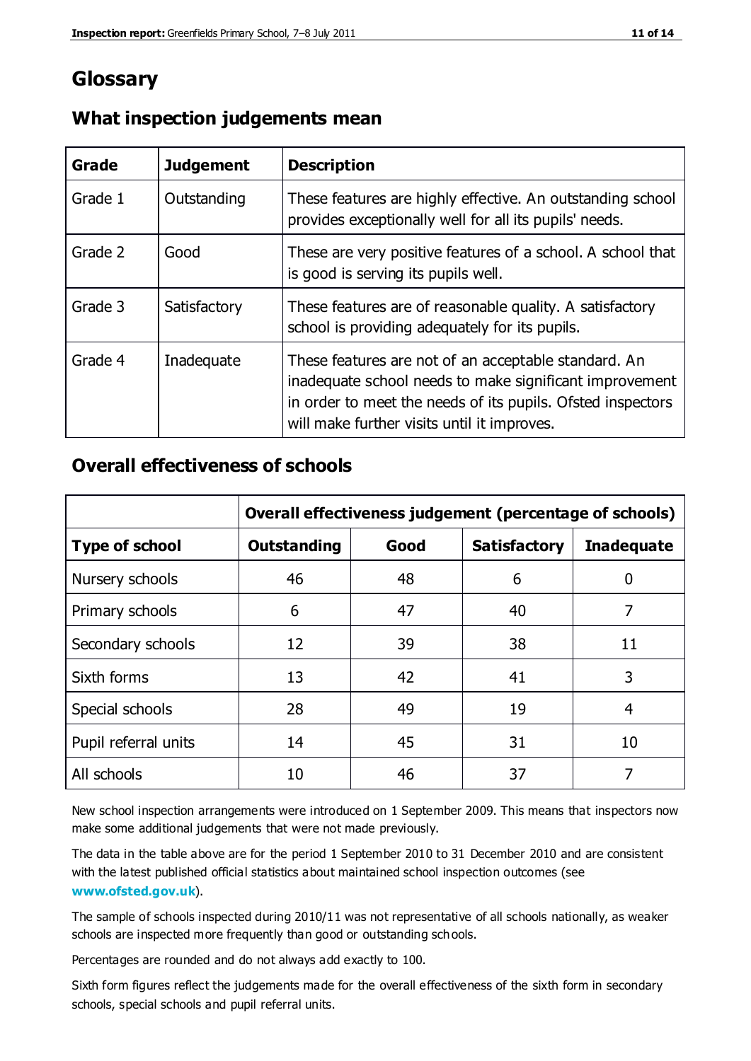# Glossary

## What inspection judgements mean

| Grade | Judgement | Description |
| --- | --- | --- |
| Grade 1 | Outstanding | These features are highly effective. An outstanding school provides exceptionally well for all its pupils' needs. |
| Grade 2 | Good | These are very positive features of a school. A school that is good is serving its pupils well. |
| Grade 3 | Satisfactory | These features are of reasonable quality. A satisfactory school is providing adequately for its pupils. |
| Grade 4 | Inadequate | These features are not of an acceptable standard. An inadequate school needs to make significant improvement in order to meet the needs of its pupils. Ofsted inspectors will make further visits until it improves. |

## Overall effectiveness of schools

| | Overall effectiveness judgement (percentage of schools) | | | |
| --- | --- | --- | --- | --- |
| **Type of school** | **Outstanding** | **Good** | **Satisfactory** | **Inadequate** |
| Nursery schools | 46 | 48 | 6 | 0 |
| Primary schools | 6 | 47 | 40 | 7 |
| Secondary schools | 12 | 39 | 38 | 11 |
| Sixth forms | 13 | 42 | 41 | 3 |
| Special schools | 28 | 49 | 19 | 4 |
| Pupil referral units | 14 | 45 | 31 | 10 |
| All schools | 10 | 46 | 37 | 7 |

New school inspection arrangements were introduced on 1 September 2009. This means that inspectors now make some additional judgements that were not made previously.

The data in the table above are for the period 1 September 2010 to 31 December 2010 and are consistent with the latest published official statistics about maintained school inspection outcomes (see **www.ofsted.gov.uk**).

The sample of schools inspected during 2010/11 was not representative of all schools nationally, as weaker schools are inspected more frequently than good or outstanding schools.

Percentages are rounded and do not always add exactly to 100.

Sixth form figures reflect the judgements made for the overall effectiveness of the sixth form in secondary schools, special schools and pupil referral units.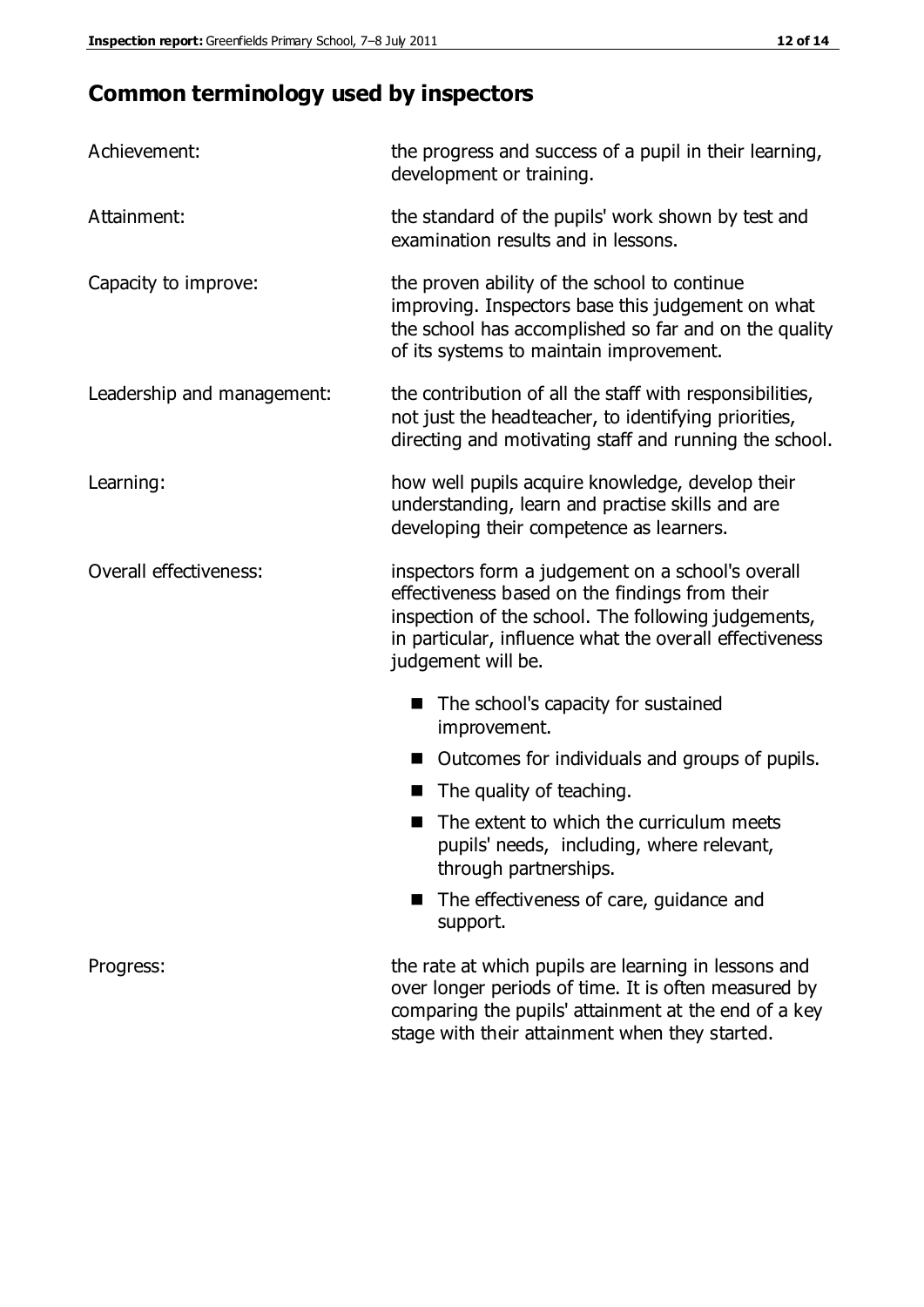## Common terminology used by inspectors

| | |
|---|---|
| Achievement: | the progress and success of a pupil in their learning, development or training. |
| Attainment: | the standard of the pupils' work shown by test and examination results and in lessons. |
| Capacity to improve: | the proven ability of the school to continue improving. Inspectors base this judgement on what the school has accomplished so far and on the quality of its systems to maintain improvement. |
| Leadership and management: | the contribution of all the staff with responsibilities, not just the headteacher, to identifying priorities, directing and motivating staff and running the school. |
| Learning: | how well pupils acquire knowledge, develop their understanding, learn and practise skills and are developing their competence as learners. |
| Overall effectiveness: | inspectors form a judgement on a school's overall effectiveness based on the findings from their inspection of the school. The following judgements, in particular, influence what the overall effectiveness judgement will be. |

- The school's capacity for sustained improvement.
- Outcomes for individuals and groups of pupils.
- The quality of teaching.
- The extent to which the curriculum meets pupils' needs, including, where relevant, through partnerships.
- The effectiveness of care, guidance and support.

| | |
|---|---|
| Progress: | the rate at which pupils are learning in lessons and over longer periods of time. It is often measured by comparing the pupils' attainment at the end of a key stage with their attainment when they started. |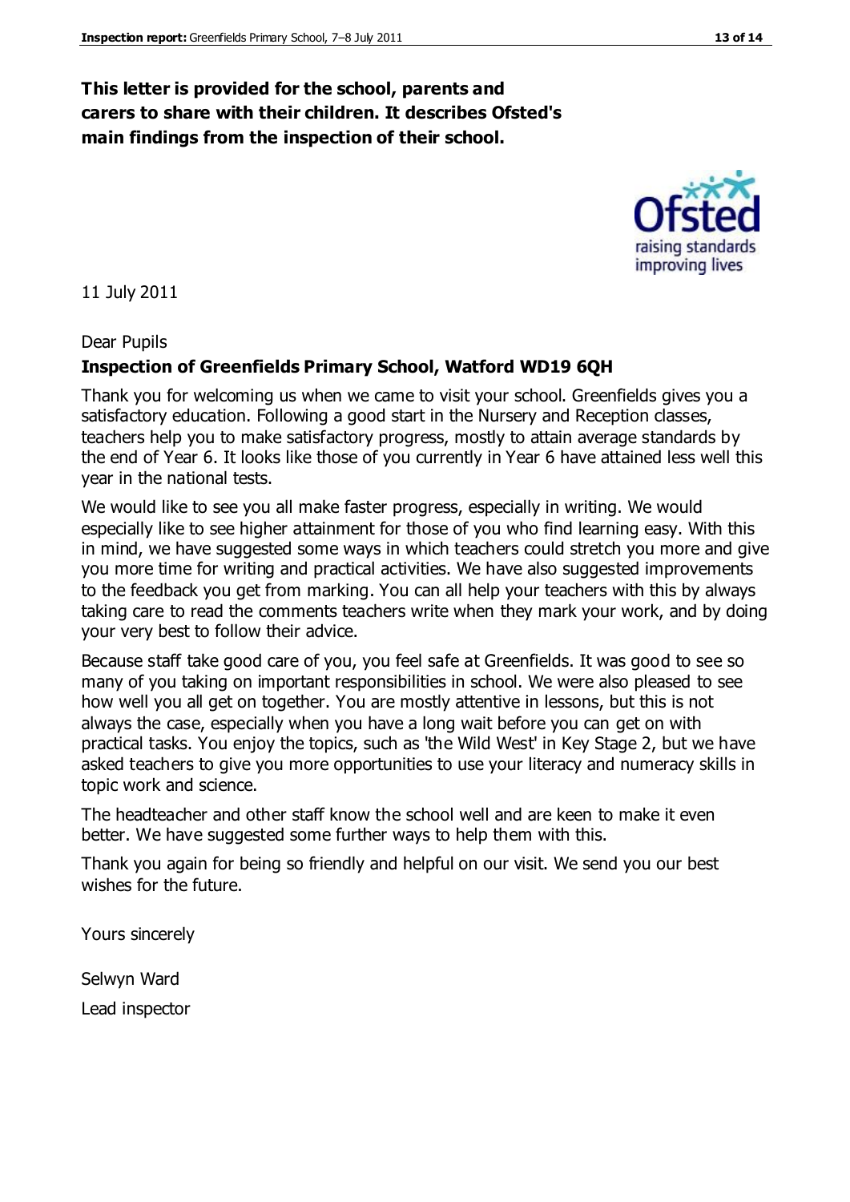**This letter is provided for the school, parents and carers to share with their children. It describes Ofsted's main findings from the inspection of their school.**

11 July 2011

Dear Pupils

**Inspection of Greenfields Primary School, Watford WD19 6QH**

Thank you for welcoming us when we came to visit your school. Greenfields gives you a satisfactory education. Following a good start in the Nursery and Reception classes, teachers help you to make satisfactory progress, mostly to attain average standards by the end of Year 6. It looks like those of you currently in Year 6 have attained less well this year in the national tests.

We would like to see you all make faster progress, especially in writing. We would especially like to see higher attainment for those of you who find learning easy. With this in mind, we have suggested some ways in which teachers could stretch you more and give you more time for writing and practical activities. We have also suggested improvements to the feedback you get from marking. You can all help your teachers with this by always taking care to read the comments teachers write when they mark your work, and by doing your very best to follow their advice.

Because staff take good care of you, you feel safe at Greenfields. It was good to see so many of you taking on important responsibilities in school. We were also pleased to see how well you all get on together. You are mostly attentive in lessons, but this is not always the case, especially when you have a long wait before you can get on with practical tasks. You enjoy the topics, such as 'the Wild West' in Key Stage 2, but we have asked teachers to give you more opportunities to use your literacy and numeracy skills in topic work and science.

The headteacher and other staff know the school well and are keen to make it even better. We have suggested some further ways to help them with this.

Thank you again for being so friendly and helpful on our visit. We send you our best wishes for the future.

Yours sincerely

Selwyn Ward

Lead inspector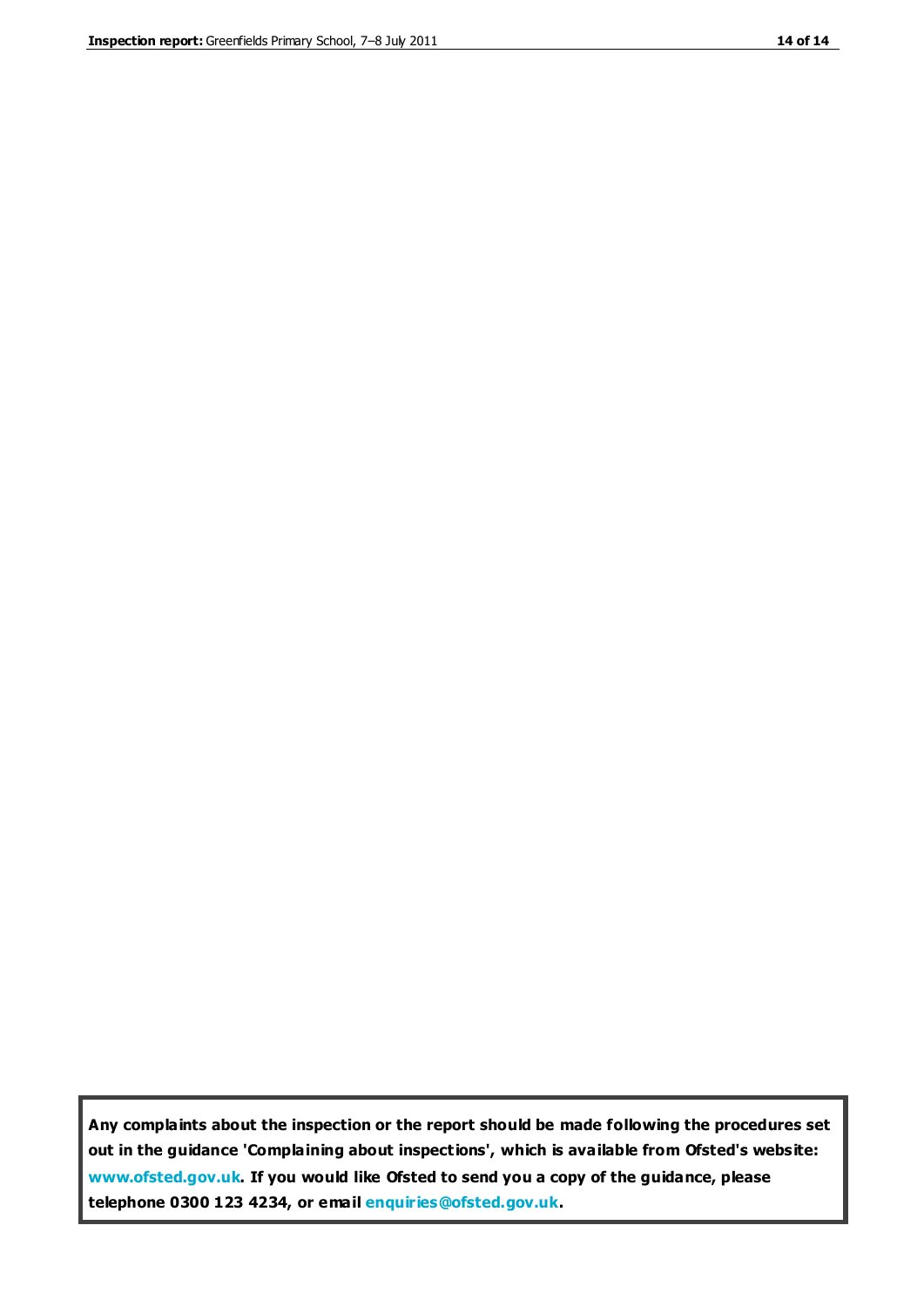**Any complaints about the inspection or the report should be made following the procedures set out in the guidance 'Complaining about inspections', which is available from Ofsted's website: www.ofsted.gov.uk. If you would like Ofsted to send you a copy of the guidance, please telephone 0300 123 4234, or email enquiries@ofsted.gov.uk.**